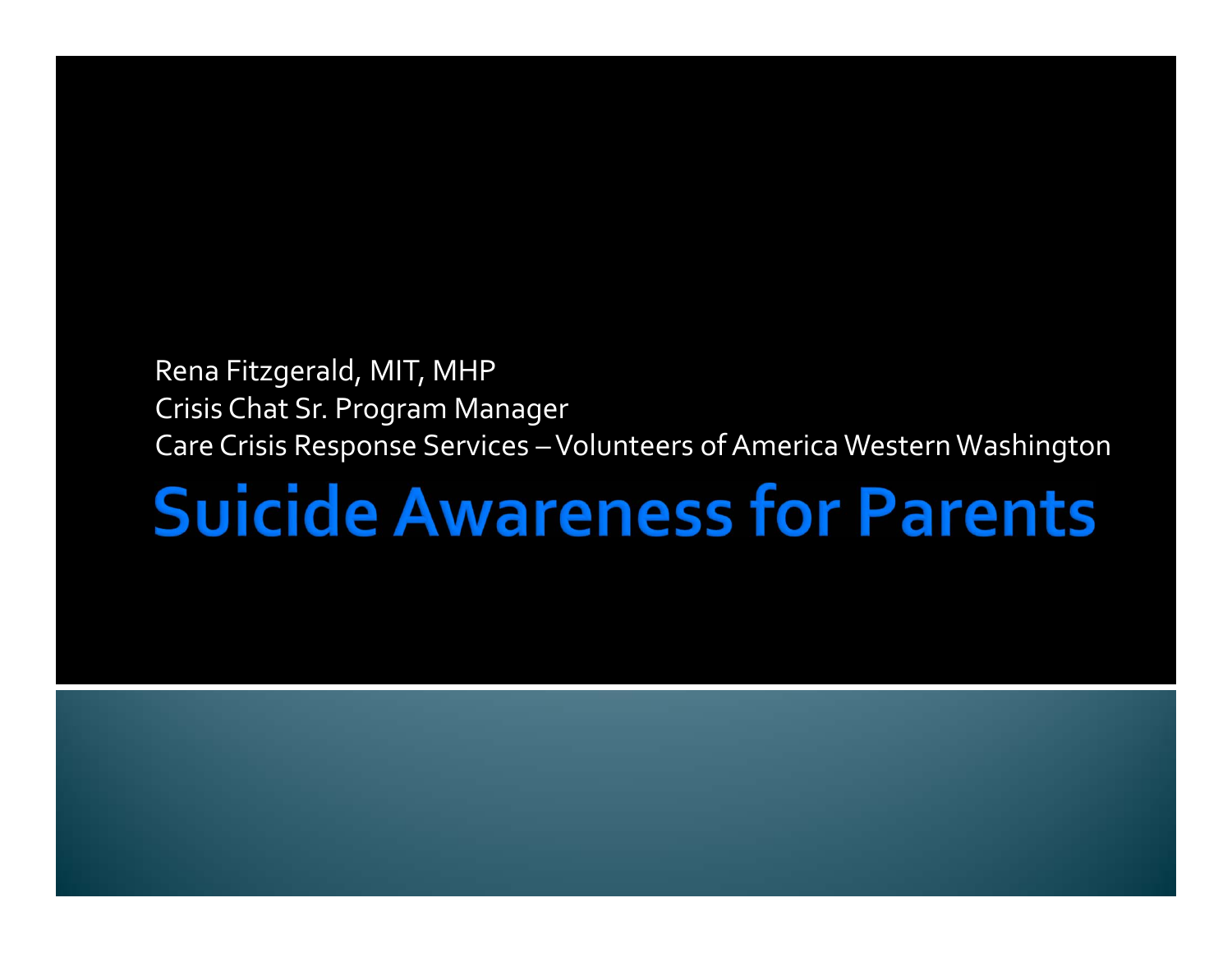Rena Fitzgerald, MIT, MHP
Crisis Chat Sr. Program Manager
Care Crisis Response Services – Volunteers of America Western Washington

# Suicide Awareness for Parents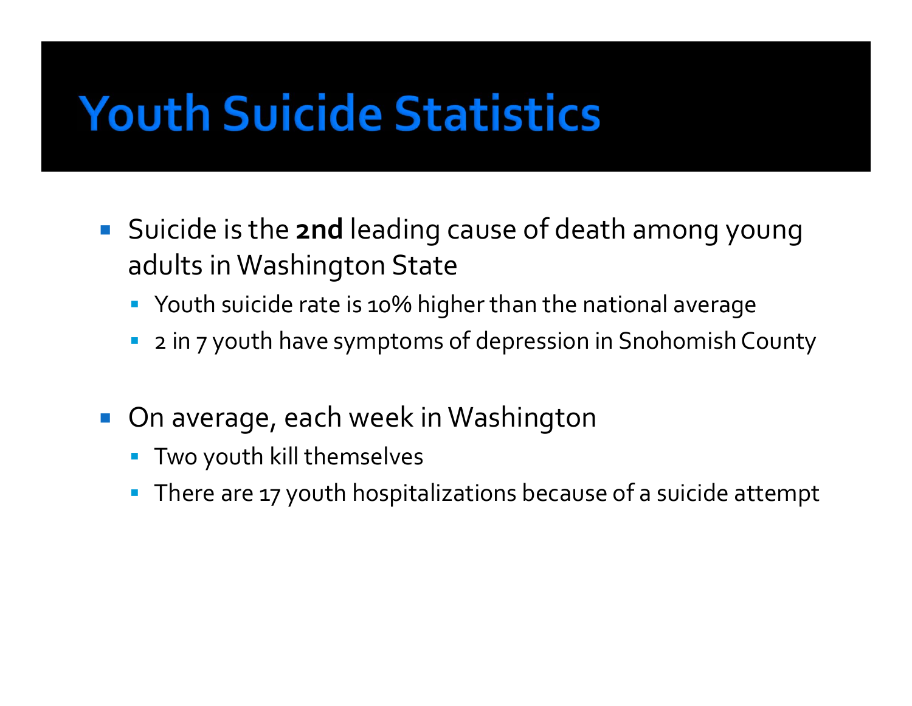# Youth Suicide Statistics

- Suicide is the **2nd** leading cause of death among young adults in Washington State
  - Youth suicide rate is 10% higher than the national average
  - 2 in 7 youth have symptoms of depression in Snohomish County
- On average, each week in Washington
  - Two youth kill themselves
  - There are 17 youth hospitalizations because of a suicide attempt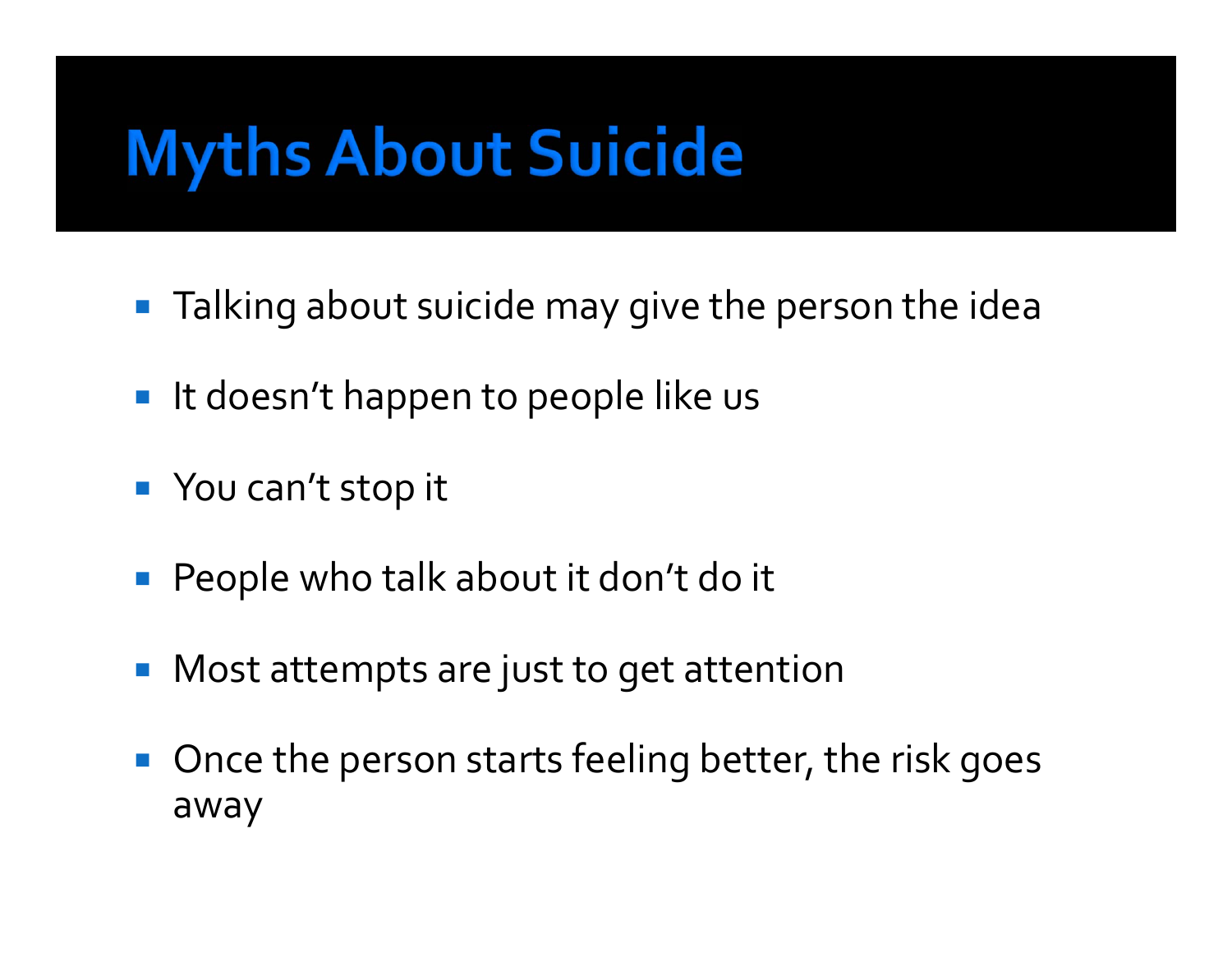# Myths About Suicide

- Talking about suicide may give the person the idea
- It doesn't happen to people like us
- You can't stop it
- People who talk about it don't do it
- Most attempts are just to get attention
- Once the person starts feeling better, the risk goes away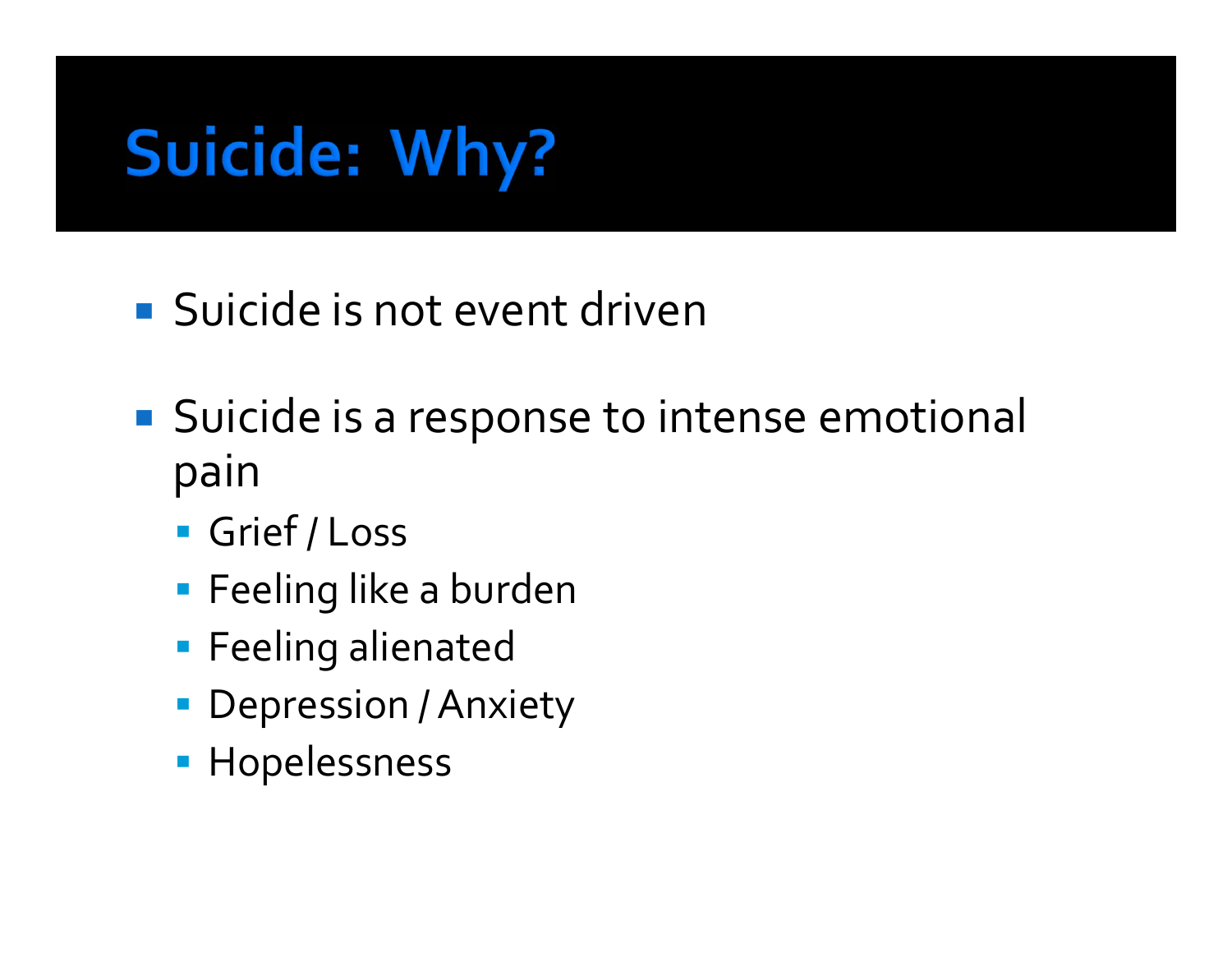# Suicide: Why?

- Suicide is not event driven
- Suicide is a response to intense emotional pain
  - Grief / Loss
  - Feeling like a burden
  - Feeling alienated
  - Depression / Anxiety
  - Hopelessness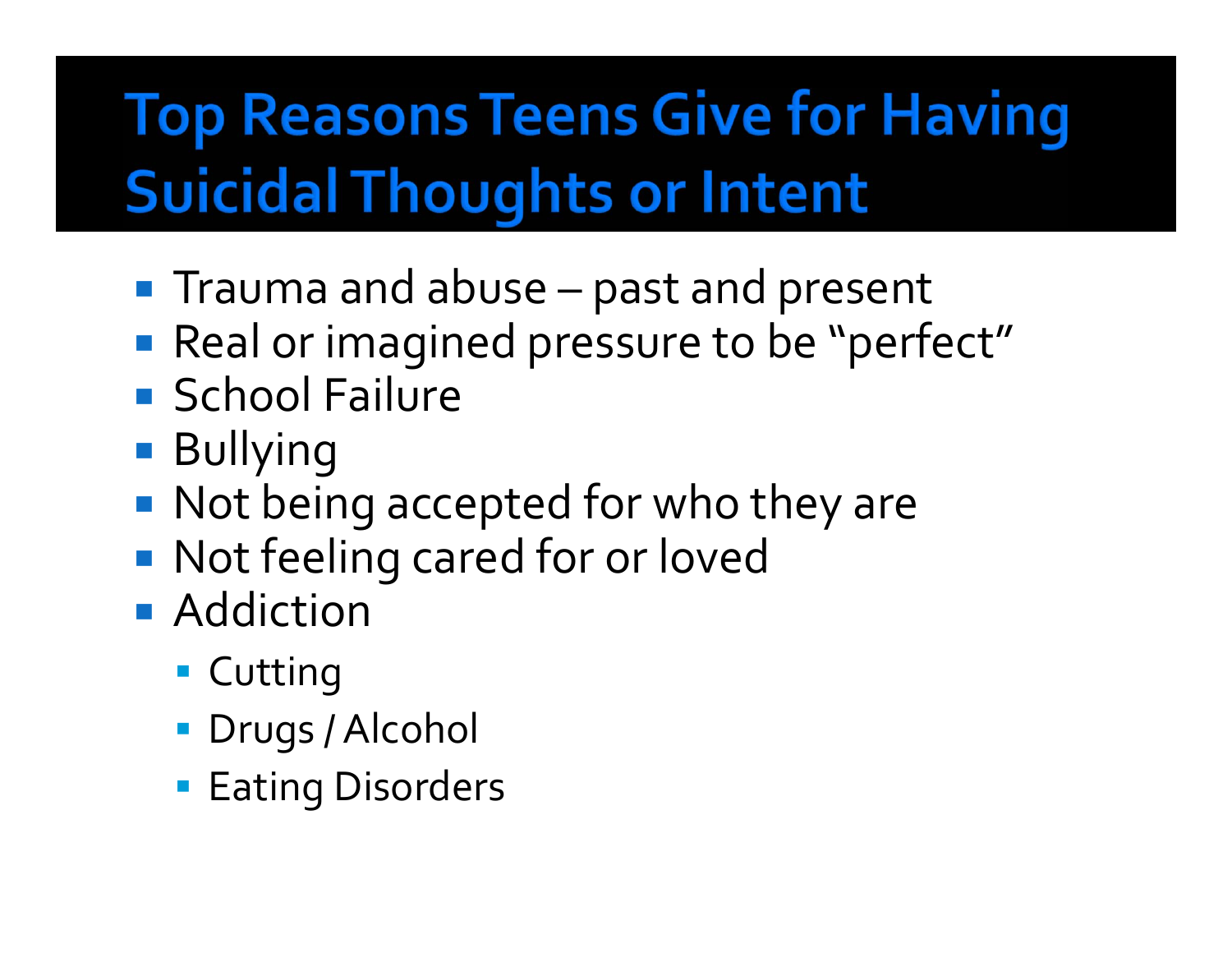# Top Reasons Teens Give for Having Suicidal Thoughts or Intent

- Trauma and abuse – past and present
- Real or imagined pressure to be "perfect"
- School Failure
- Bullying
- Not being accepted for who they are
- Not feeling cared for or loved
- Addiction
  - Cutting
  - Drugs / Alcohol
  - Eating Disorders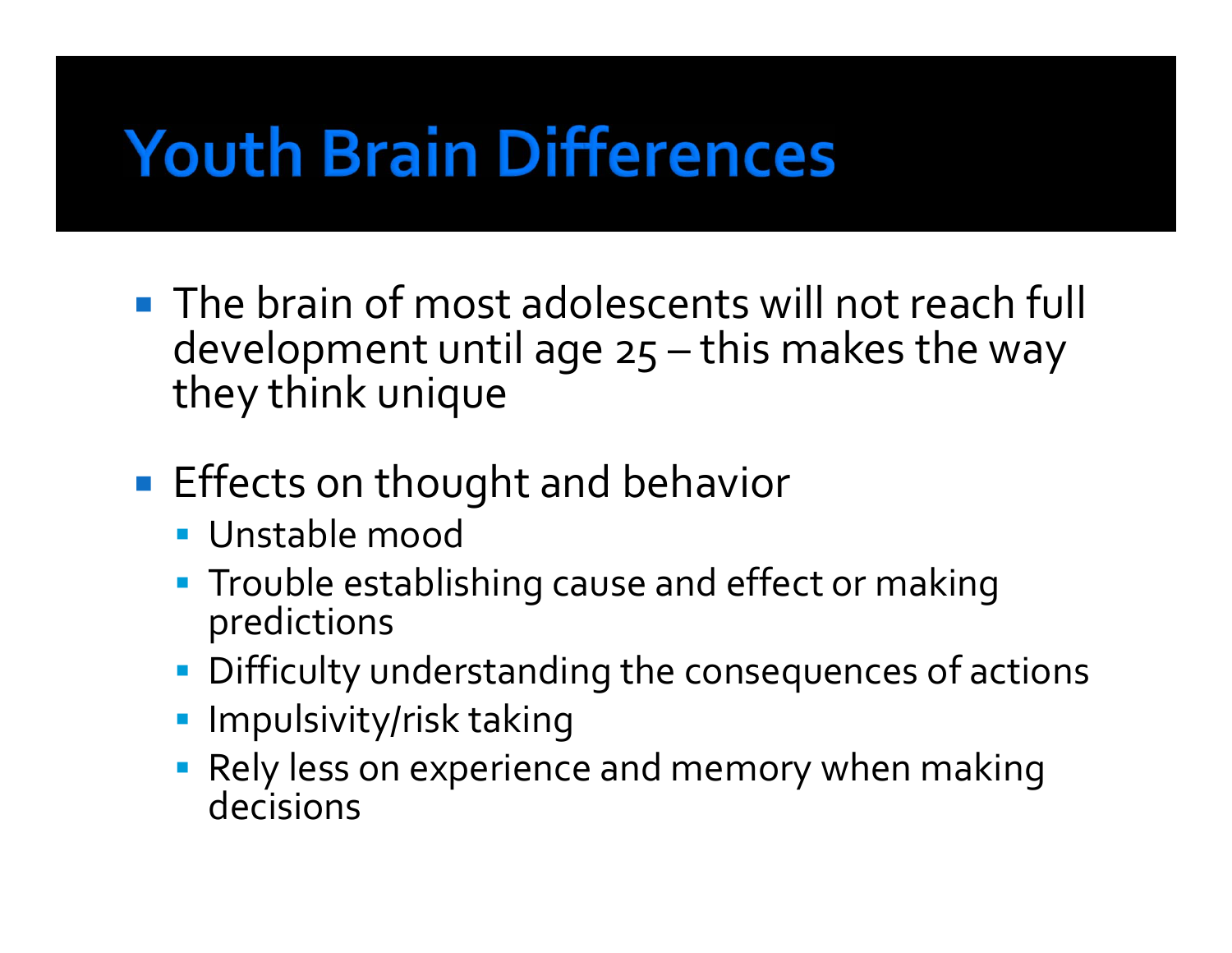# Youth Brain Differences

- The brain of most adolescents will not reach full development until age 25 – this makes the way they think unique
- Effects on thought and behavior
  - Unstable mood
  - Trouble establishing cause and effect or making predictions
  - Difficulty understanding the consequences of actions
  - Impulsivity/risk taking
  - Rely less on experience and memory when making decisions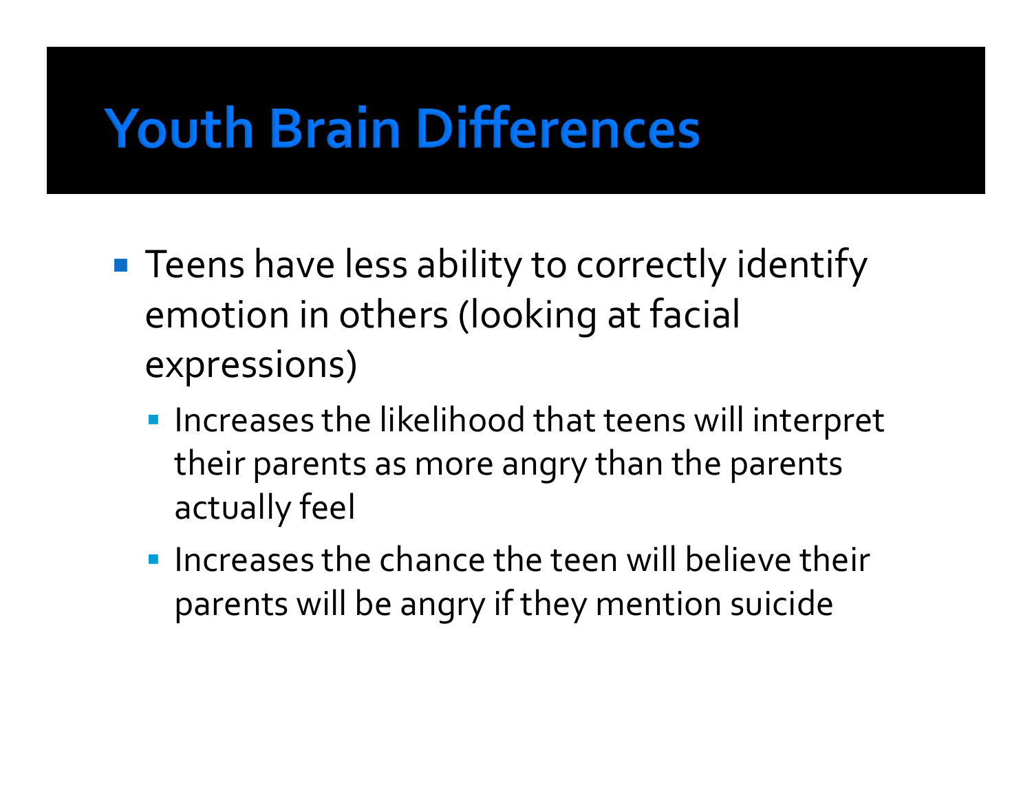# Youth Brain Differences

- Teens have less ability to correctly identify emotion in others (looking at facial expressions)
  - Increases the likelihood that teens will interpret their parents as more angry than the parents actually feel
  - Increases the chance the teen will believe their parents will be angry if they mention suicide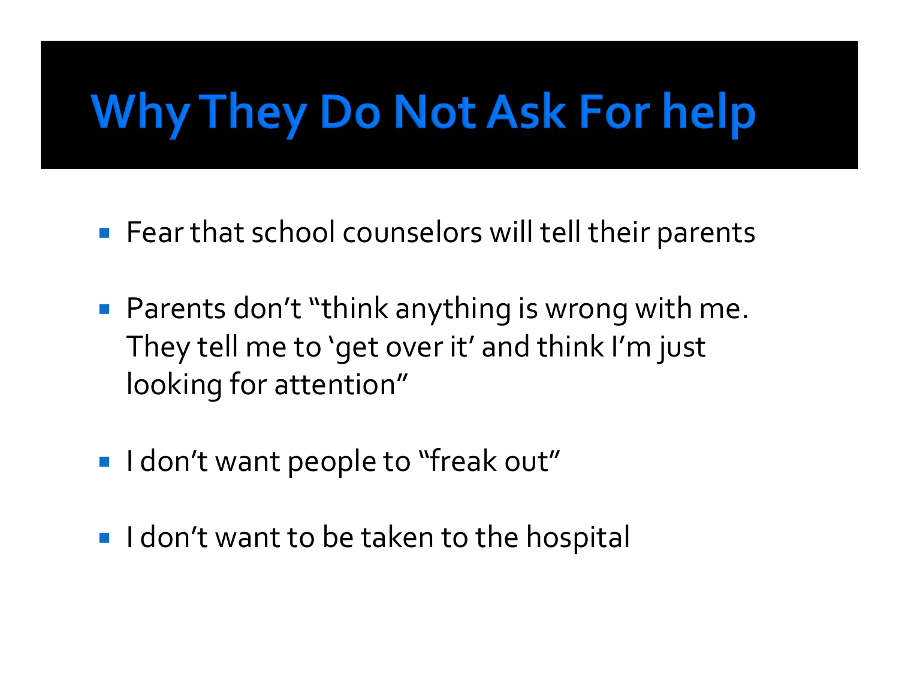# Why They Do Not Ask For help

- Fear that school counselors will tell their parents
- Parents don't "think anything is wrong with me. They tell me to 'get over it' and think I'm just looking for attention"
- I don't want people to "freak out"
- I don't want to be taken to the hospital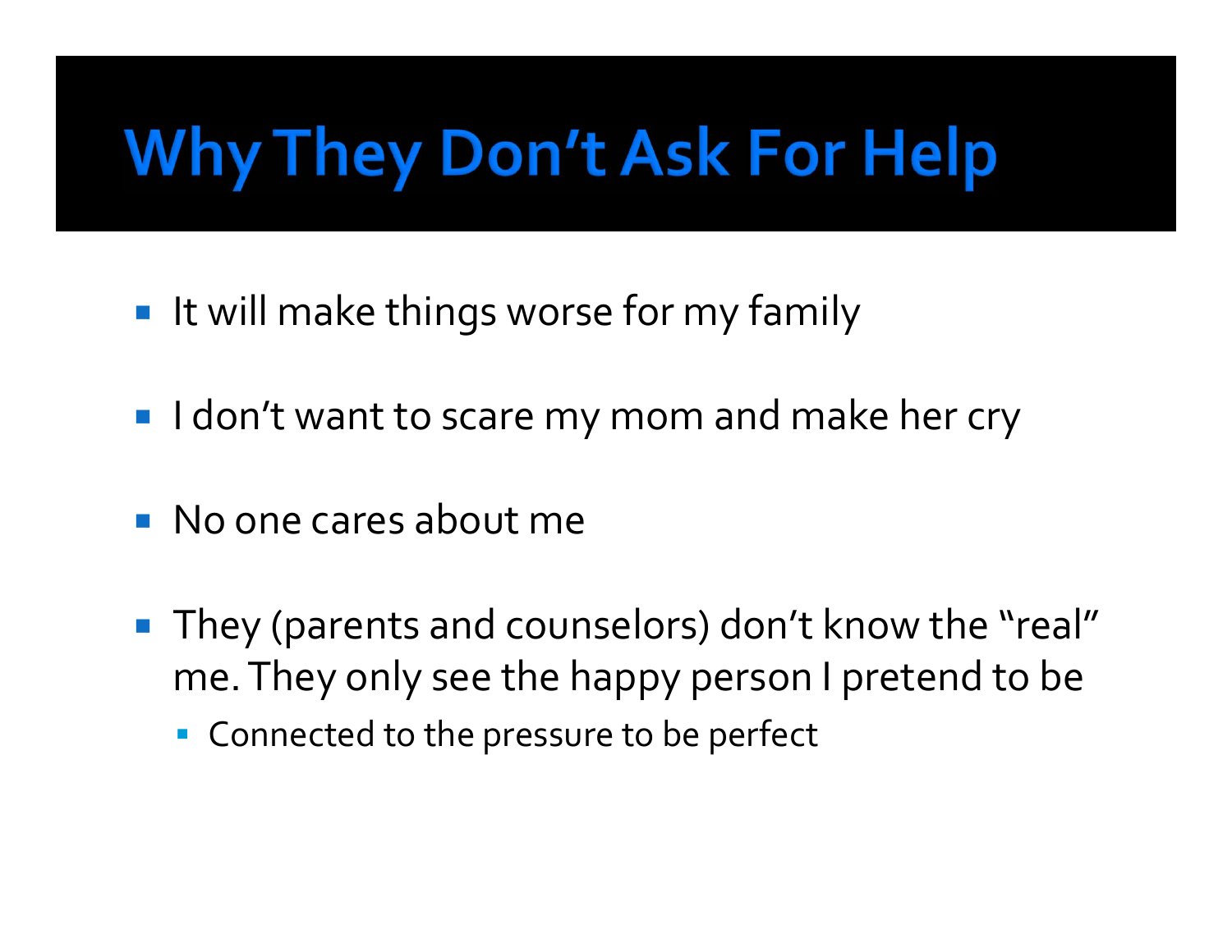# Why They Don't Ask For Help

- It will make things worse for my family
- I don't want to scare my mom and make her cry
- No one cares about me
- They (parents and counselors) don't know the "real" me. They only see the happy person I pretend to be
  - Connected to the pressure to be perfect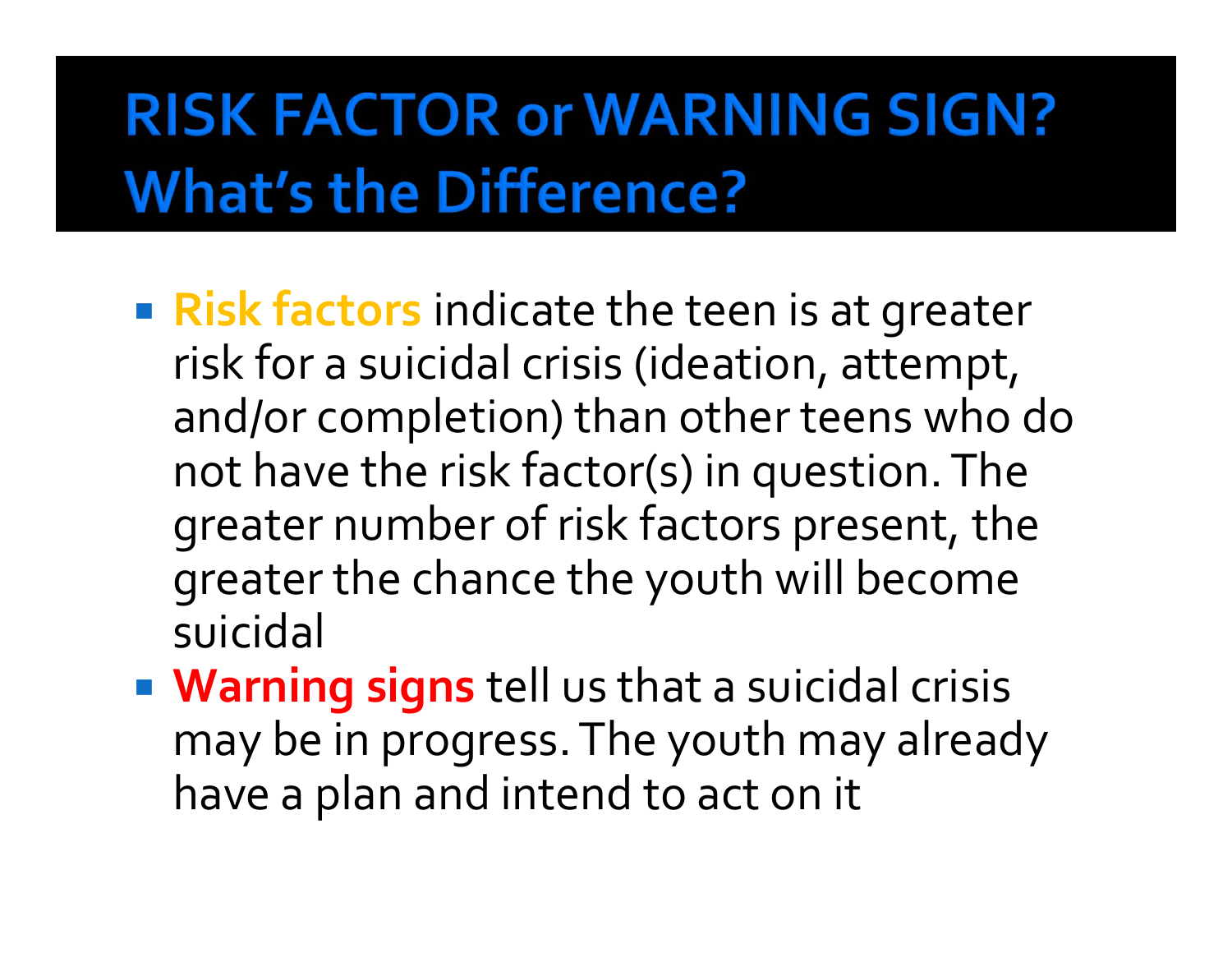# RISK FACTOR or WARNING SIGN? What's the Difference?

- **Risk factors** indicate the teen is at greater risk for a suicidal crisis (ideation, attempt, and/or completion) than other teens who do not have the risk factor(s) in question. The greater number of risk factors present, the greater the chance the youth will become suicidal
- **Warning signs** tell us that a suicidal crisis may be in progress. The youth may already have a plan and intend to act on it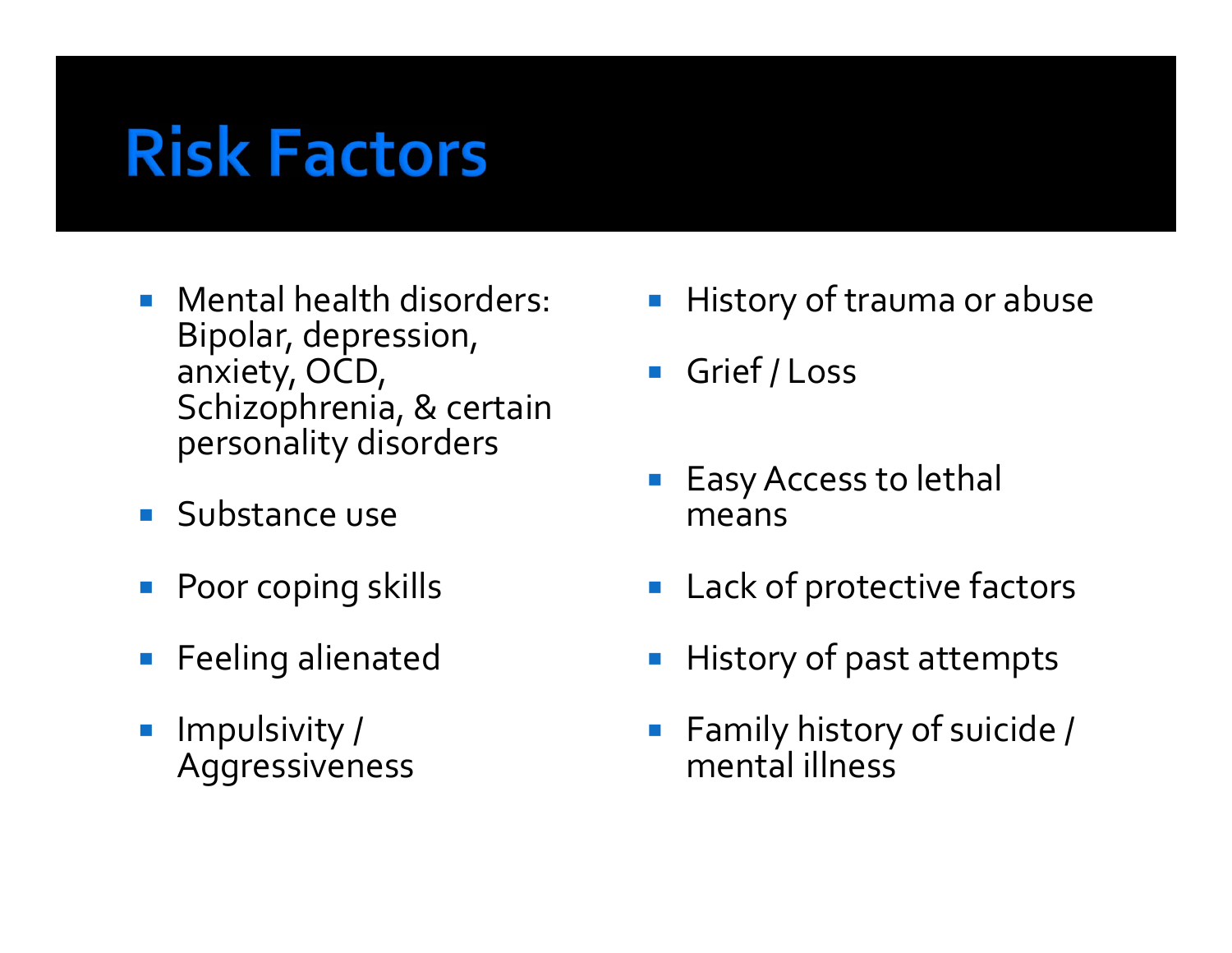# Risk Factors

- Mental health disorders: Bipolar, depression, anxiety, OCD, Schizophrenia, & certain personality disorders
- Substance use
- Poor coping skills
- Feeling alienated
- Impulsivity / Aggressiveness
- History of trauma or abuse
- Grief / Loss
- Easy Access to lethal means
- Lack of protective factors
- History of past attempts
- Family history of suicide / mental illness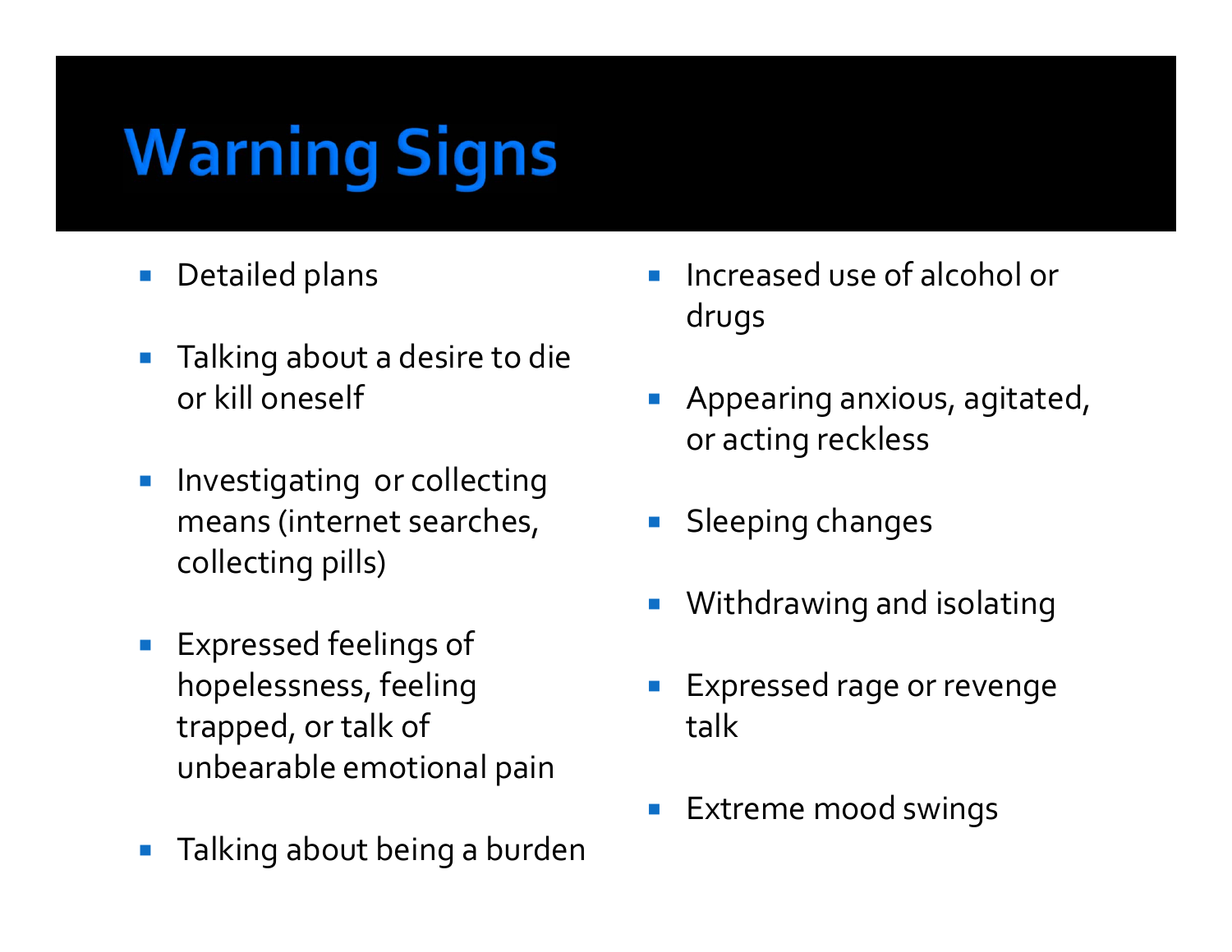# Warning Signs

- Detailed plans
- Talking about a desire to die or kill oneself
- Investigating or collecting means (internet searches, collecting pills)
- Expressed feelings of hopelessness, feeling trapped, or talk of unbearable emotional pain
- Talking about being a burden
- Increased use of alcohol or drugs
- Appearing anxious, agitated, or acting reckless
- Sleeping changes
- Withdrawing and isolating
- Expressed rage or revenge talk
- Extreme mood swings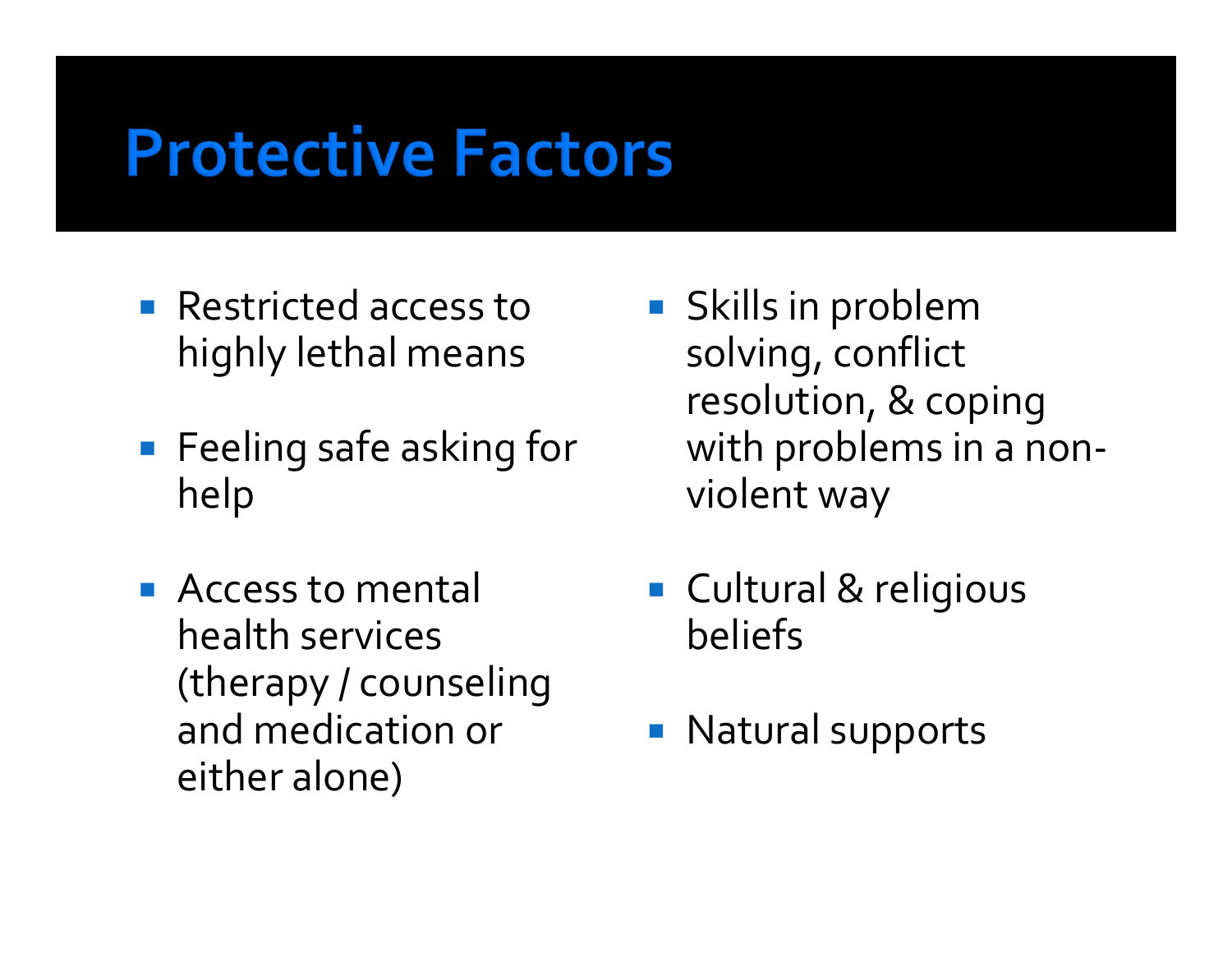# Protective Factors

- Restricted access to highly lethal means
- Feeling safe asking for help
- Access to mental health services (therapy / counseling and medication or either alone)
- Skills in problem solving, conflict resolution, & coping with problems in a non-violent way
- Cultural & religious beliefs
- Natural supports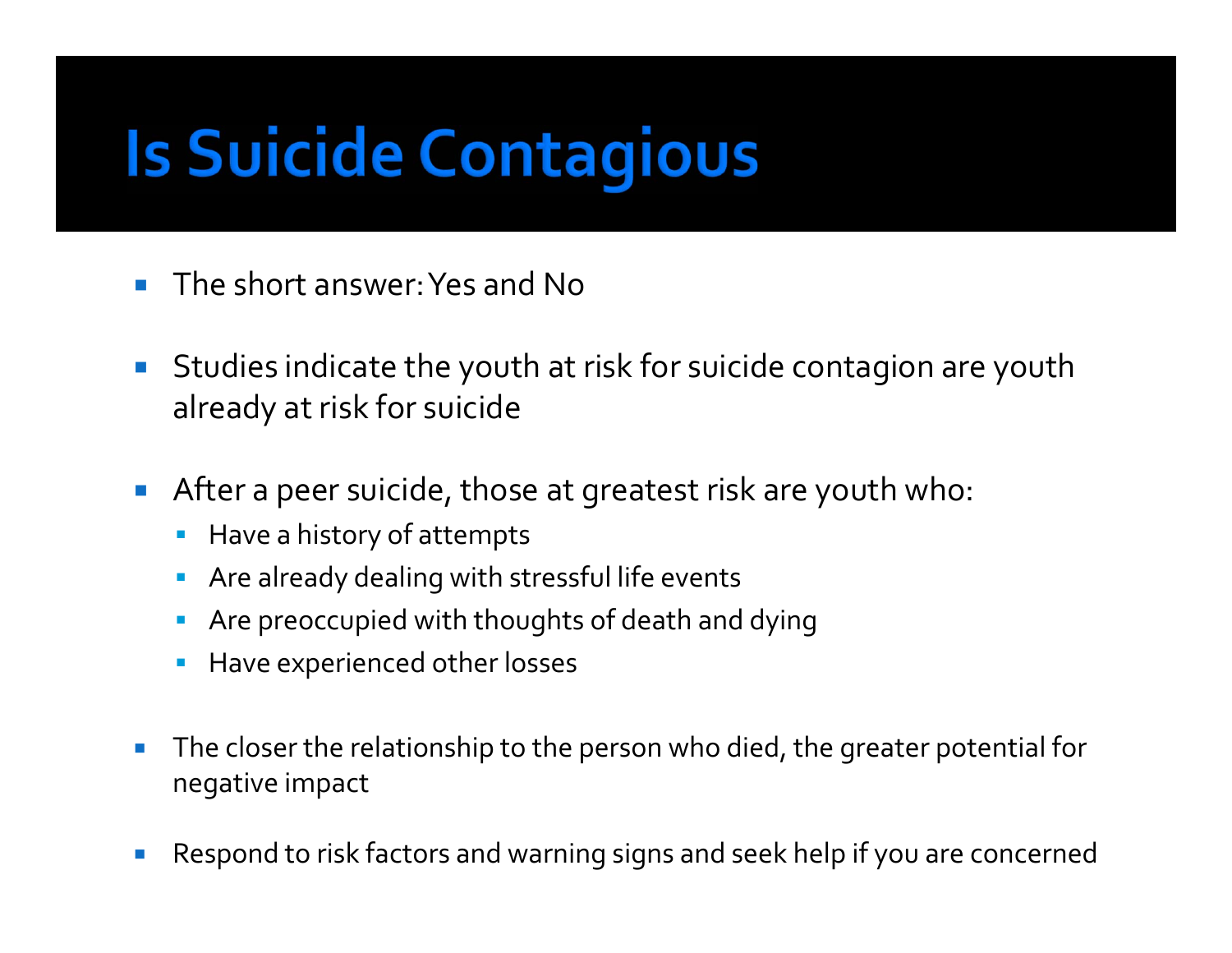# Is Suicide Contagious

- The short answer: Yes and No
- Studies indicate the youth at risk for suicide contagion are youth already at risk for suicide
- After a peer suicide, those at greatest risk are youth who:
  - Have a history of attempts
  - Are already dealing with stressful life events
  - Are preoccupied with thoughts of death and dying
  - Have experienced other losses
- The closer the relationship to the person who died, the greater potential for negative impact
- Respond to risk factors and warning signs and seek help if you are concerned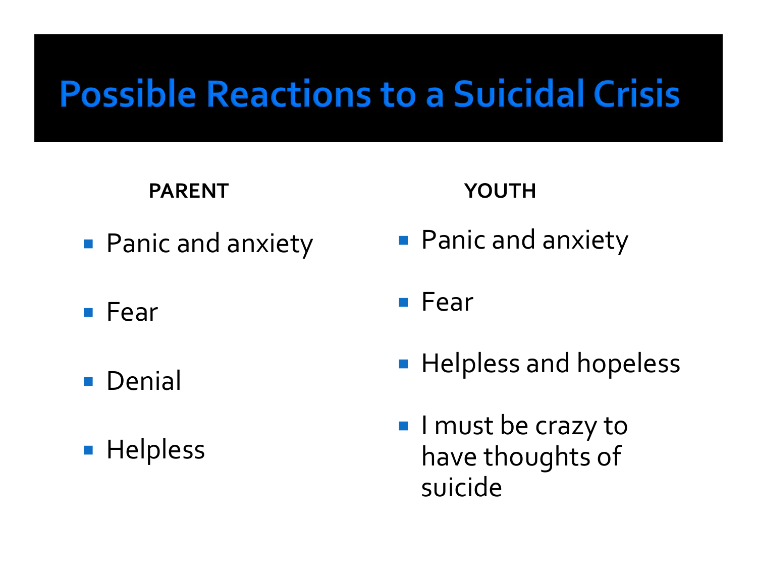# Possible Reactions to a Suicidal Crisis

**PARENT**

- Panic and anxiety
- Fear
- Denial
- Helpless

**YOUTH**

- Panic and anxiety
- Fear
- Helpless and hopeless
- I must be crazy to have thoughts of suicide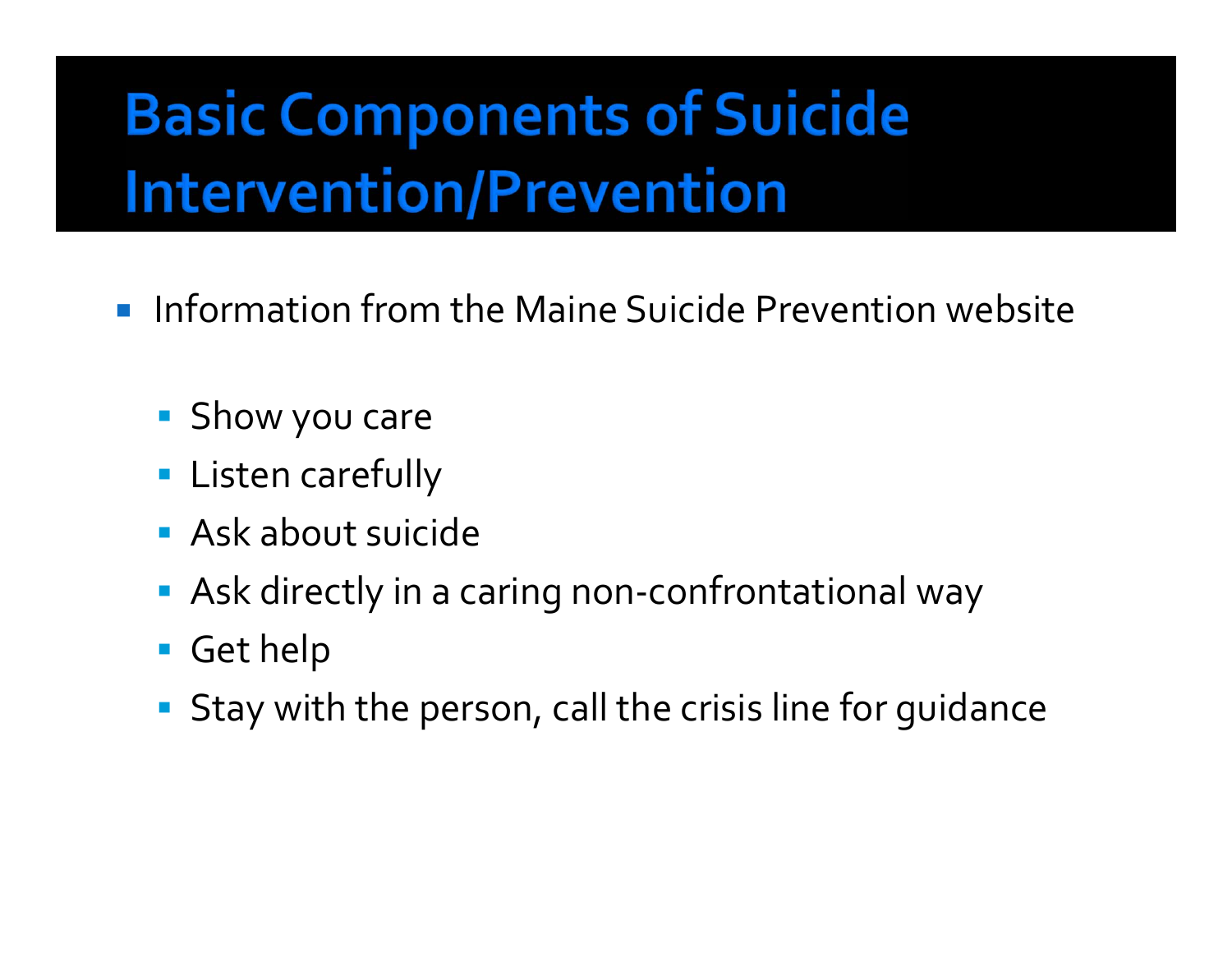# Basic Components of Suicide Intervention/Prevention

- Information from the Maine Suicide Prevention website
  - Show you care
  - Listen carefully
  - Ask about suicide
  - Ask directly in a caring non-confrontational way
  - Get help
  - Stay with the person, call the crisis line for guidance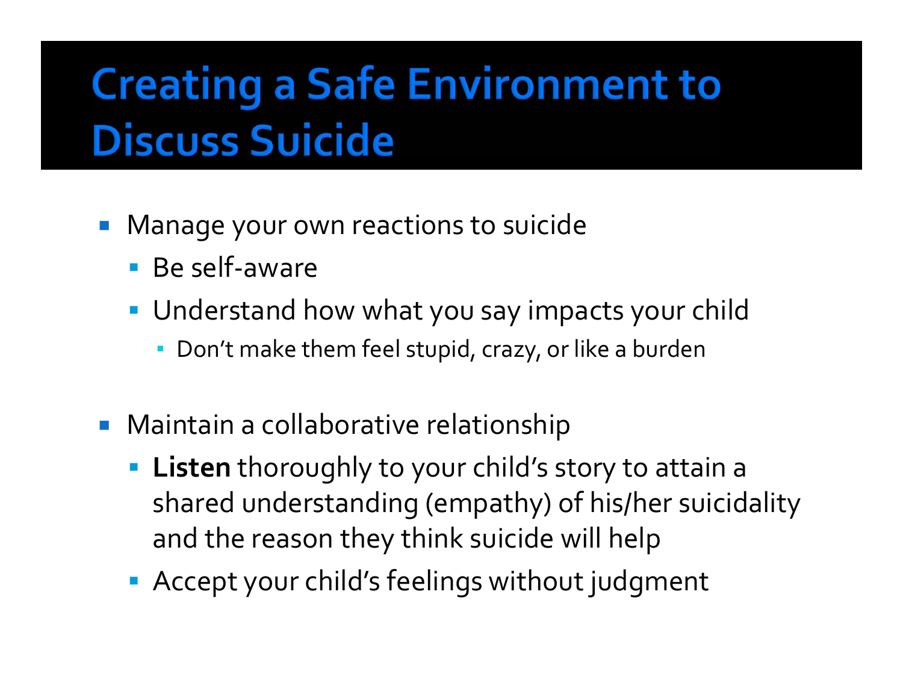# Creating a Safe Environment to Discuss Suicide

- Manage your own reactions to suicide
  - Be self-aware
  - Understand how what you say impacts your child
    - Don't make them feel stupid, crazy, or like a burden

- Maintain a collaborative relationship
  - **Listen** thoroughly to your child's story to attain a shared understanding (empathy) of his/her suicidality and the reason they think suicide will help
  - Accept your child's feelings without judgment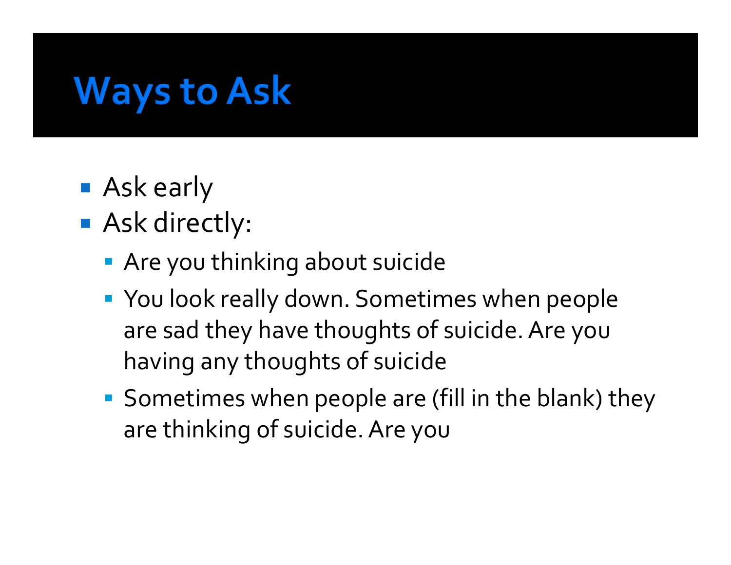# Ways to Ask

- Ask early
- Ask directly:
  - Are you thinking about suicide
  - You look really down. Sometimes when people are sad they have thoughts of suicide. Are you having any thoughts of suicide
  - Sometimes when people are (fill in the blank) they are thinking of suicide. Are you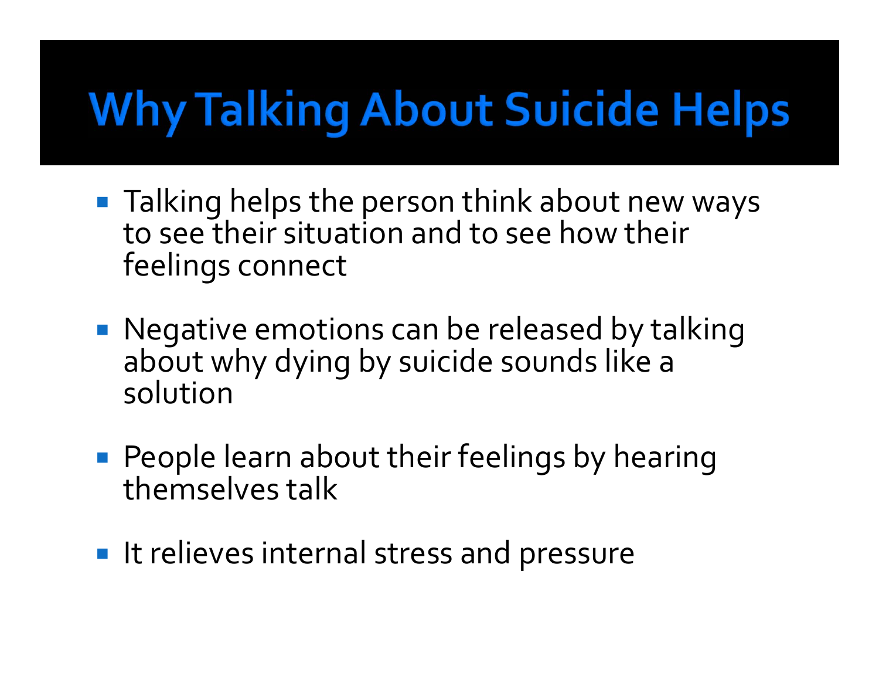# Why Talking About Suicide Helps

- Talking helps the person think about new ways to see their situation and to see how their feelings connect
- Negative emotions can be released by talking about why dying by suicide sounds like a solution
- People learn about their feelings by hearing themselves talk
- It relieves internal stress and pressure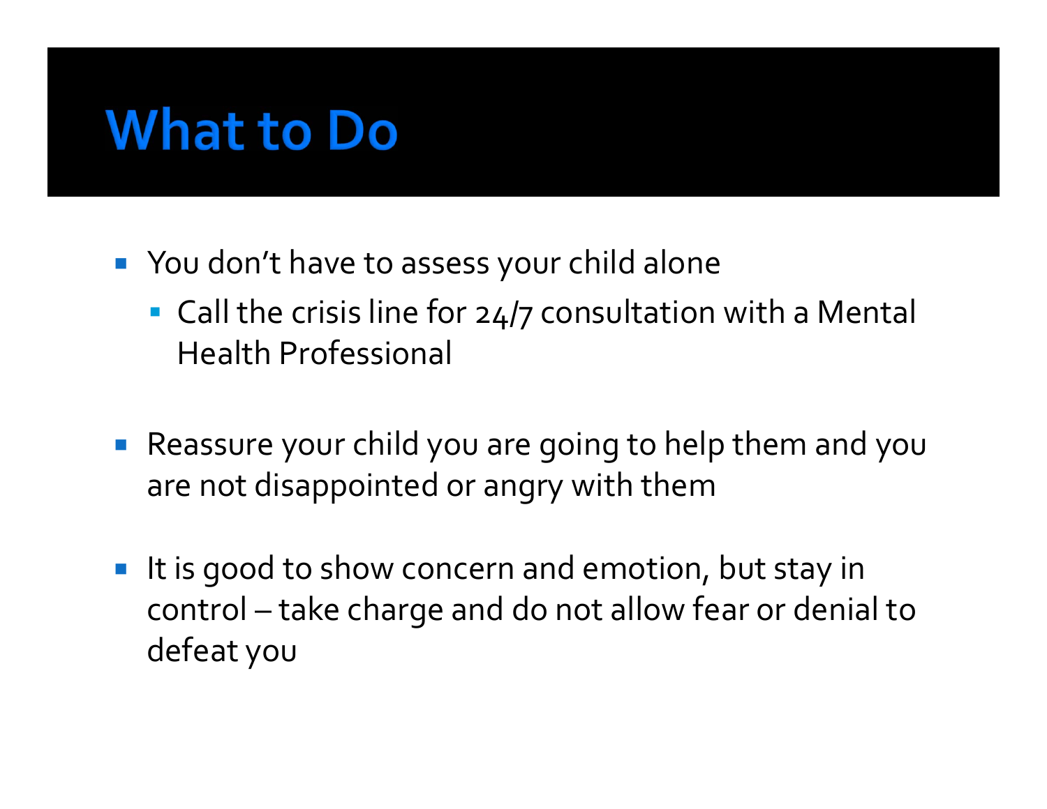# What to Do

- You don't have to assess your child alone
  - Call the crisis line for 24/7 consultation with a Mental Health Professional
- Reassure your child you are going to help them and you are not disappointed or angry with them
- It is good to show concern and emotion, but stay in control – take charge and do not allow fear or denial to defeat you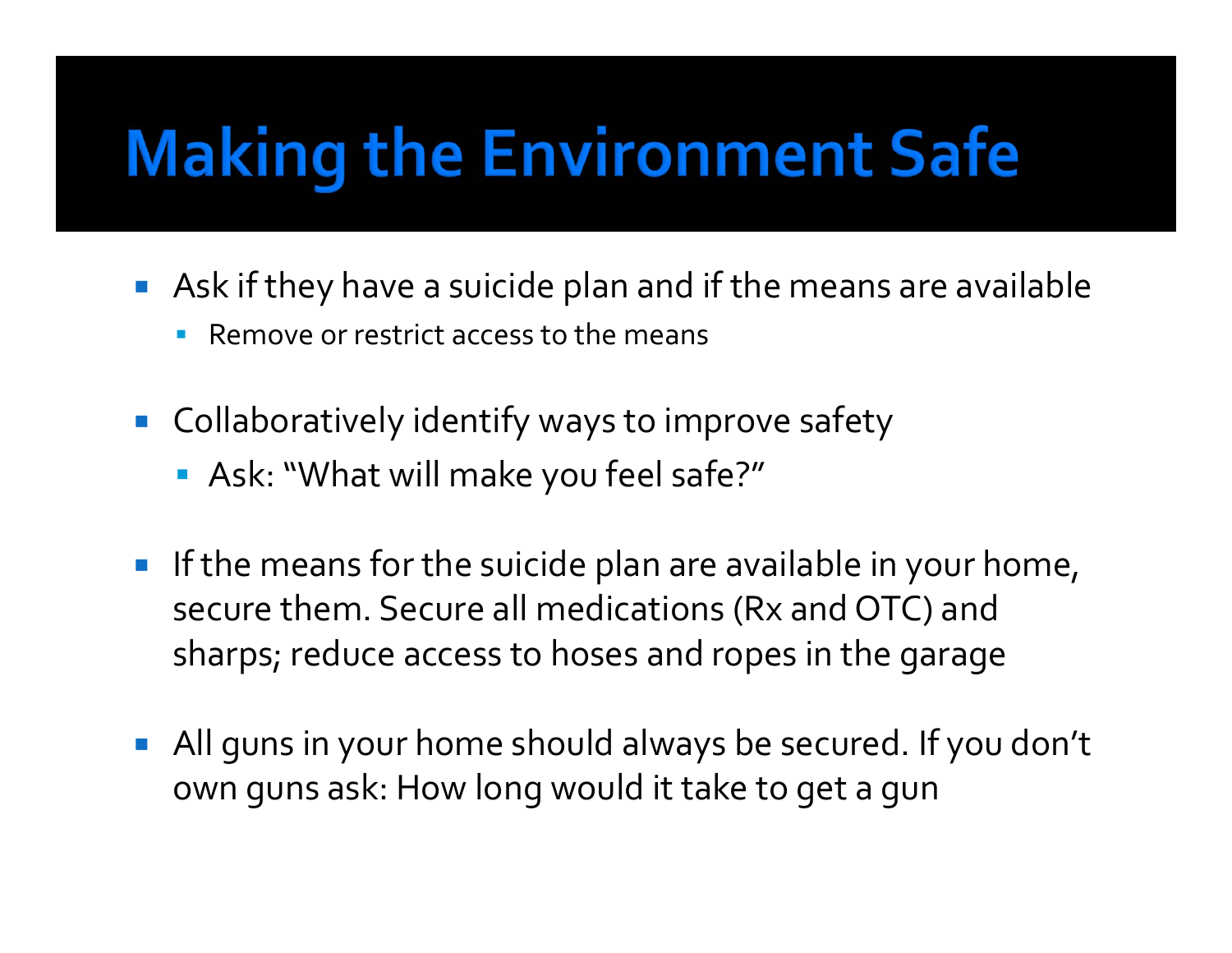# Making the Environment Safe

- Ask if they have a suicide plan and if the means are available
  - Remove or restrict access to the means
- Collaboratively identify ways to improve safety
  - Ask: "What will make you feel safe?"
- If the means for the suicide plan are available in your home, secure them. Secure all medications (Rx and OTC) and sharps; reduce access to hoses and ropes in the garage
- All guns in your home should always be secured. If you don't own guns ask: How long would it take to get a gun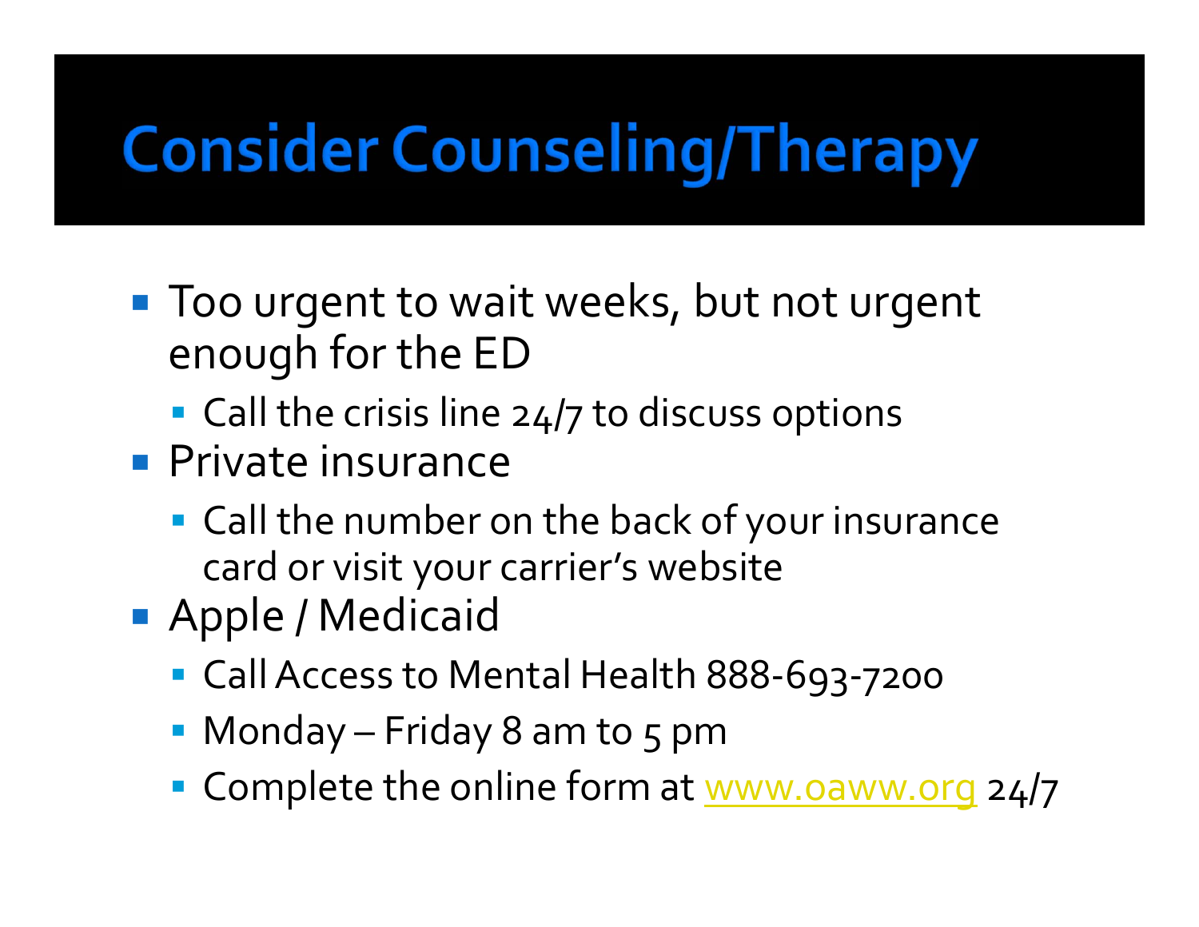# Consider Counseling/Therapy

- Too urgent to wait weeks, but not urgent enough for the ED
  - Call the crisis line 24/7 to discuss options
- Private insurance
  - Call the number on the back of your insurance card or visit your carrier's website
- Apple / Medicaid
  - Call Access to Mental Health 888-693-7200
  - Monday – Friday 8 am to 5 pm
  - Complete the online form at www.oaww.org 24/7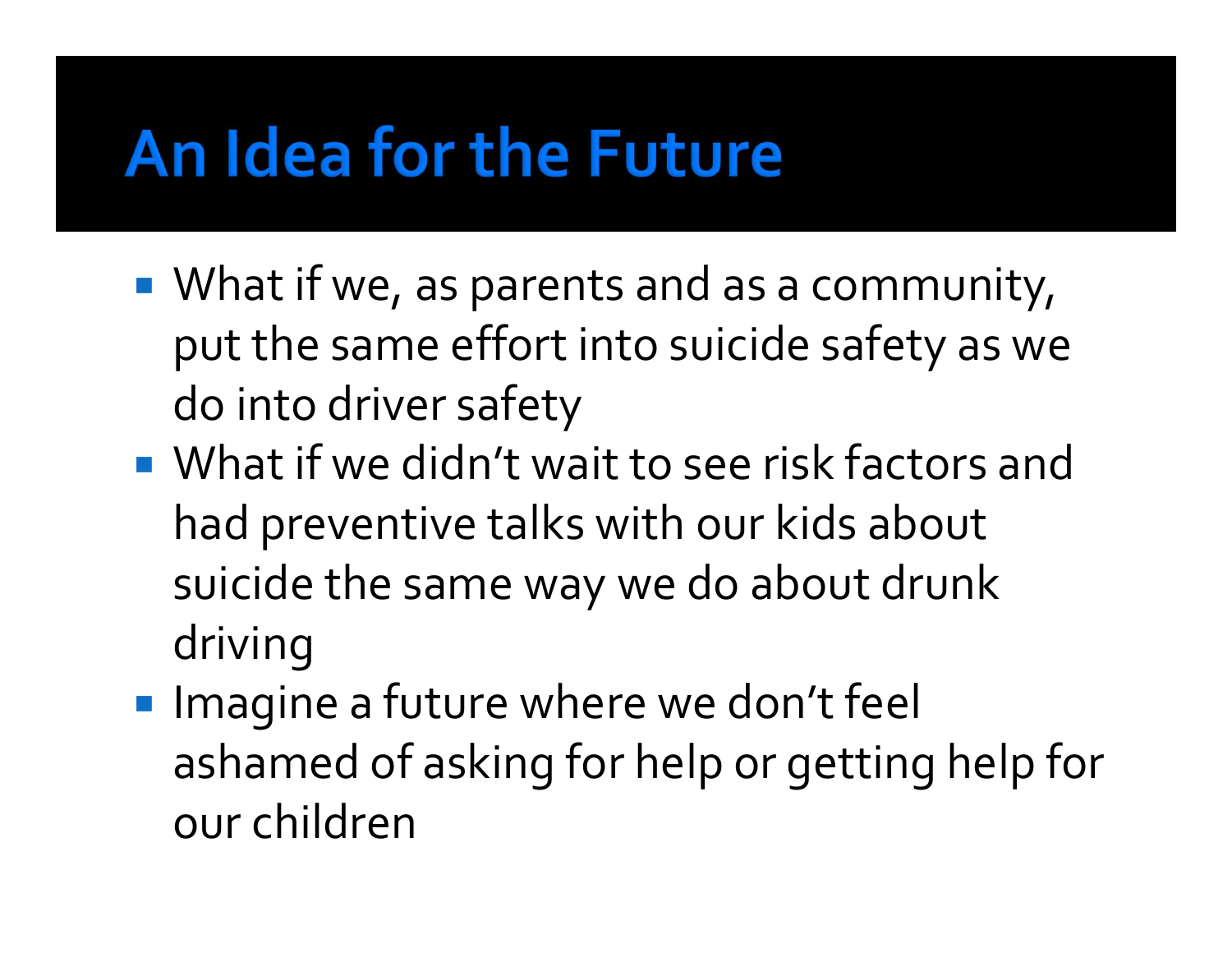# An Idea for the Future

- What if we, as parents and as a community, put the same effort into suicide safety as we do into driver safety
- What if we didn't wait to see risk factors and had preventive talks with our kids about suicide the same way we do about drunk driving
- Imagine a future where we don't feel ashamed of asking for help or getting help for our children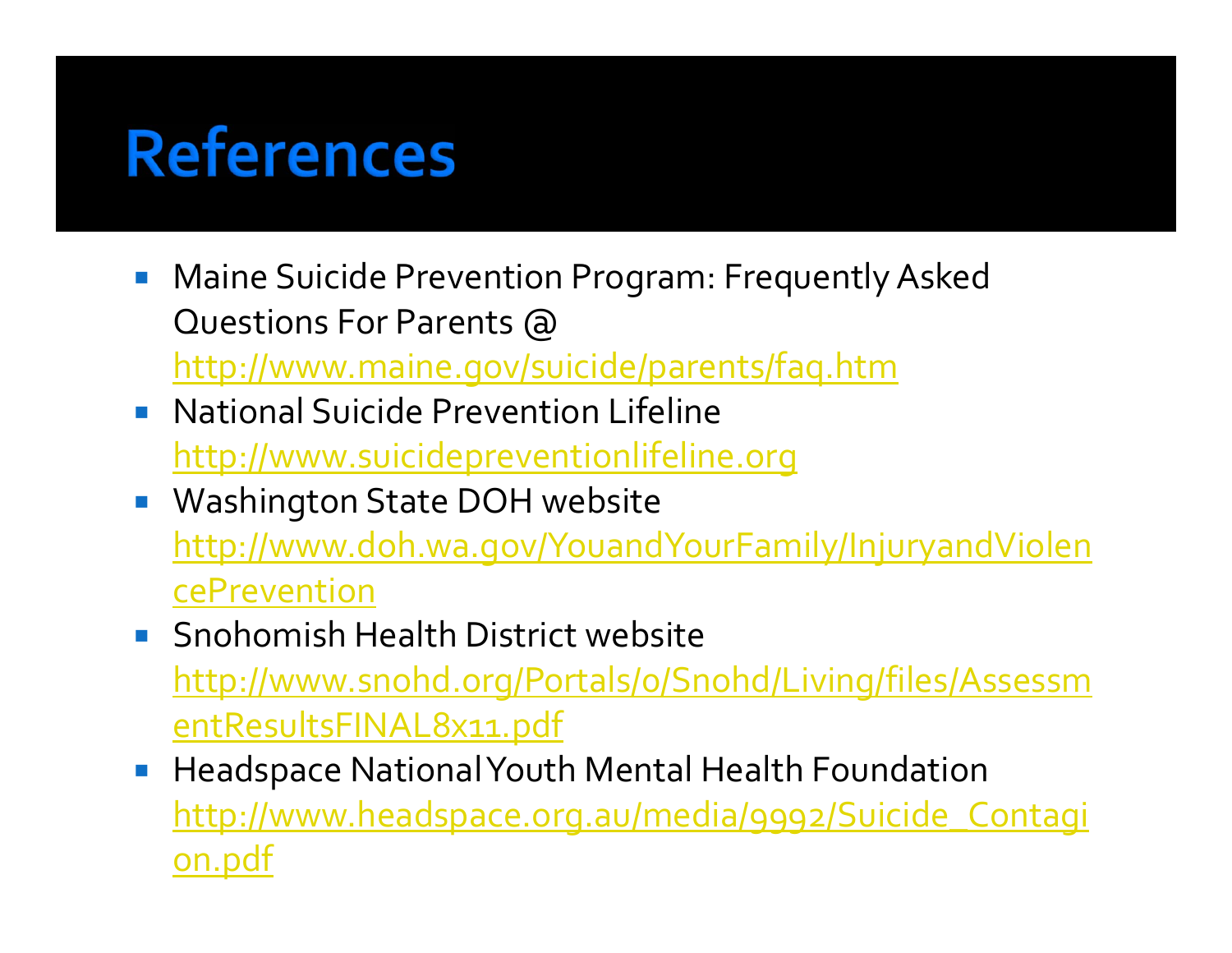# References

- Maine Suicide Prevention Program: Frequently Asked Questions For Parents @ http://www.maine.gov/suicide/parents/faq.htm
- National Suicide Prevention Lifeline http://www.suicidepreventionlifeline.org
- Washington State DOH website http://www.doh.wa.gov/YouandYourFamily/InjuryandViolencePrevention
- Snohomish Health District website http://www.snohd.org/Portals/0/Snohd/Living/files/AssessmentResultsFINAL8x11.pdf
- Headspace National Youth Mental Health Foundation http://www.headspace.org.au/media/9992/Suicide_Contagion.pdf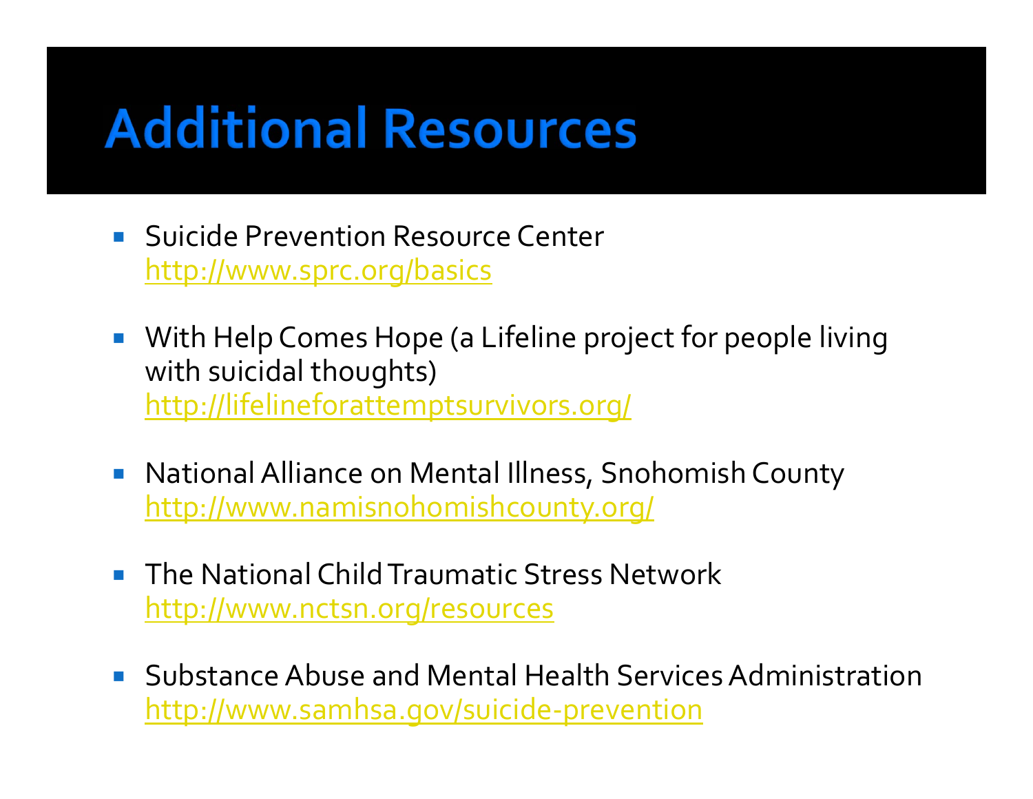# Additional Resources

- Suicide Prevention Resource Center
  http://www.sprc.org/basics

- With Help Comes Hope (a Lifeline project for people living with suicidal thoughts)
  http://lifelineforattemptsurvivors.org/

- National Alliance on Mental Illness, Snohomish County
  http://www.namisnohomishcounty.org/

- The National Child Traumatic Stress Network
  http://www.nctsn.org/resources

- Substance Abuse and Mental Health Services Administration
  http://www.samhsa.gov/suicide-prevention